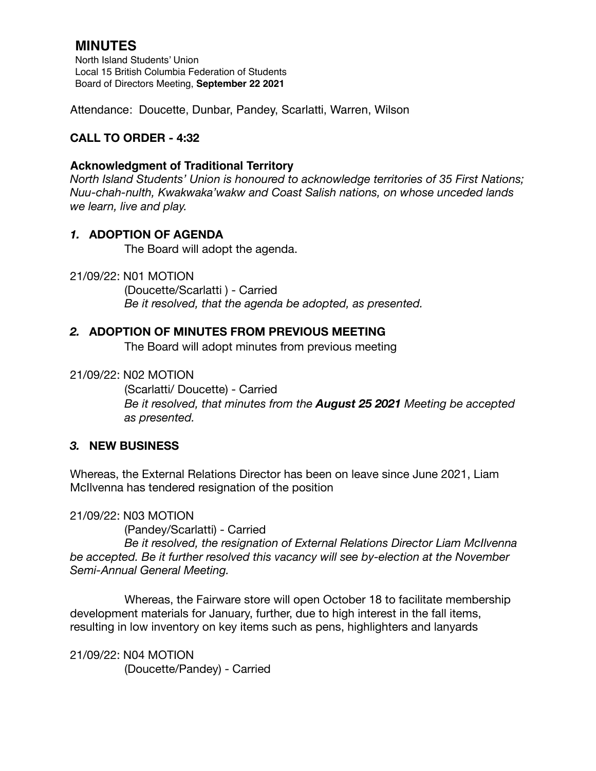# MINUTES

North Island Students' Union
Local 15 British Columbia Federation of Students
Board of Directors Meeting, **September 22 2021**

Attendance: Doucette, Dunbar, Pandey, Scarlatti, Warren, Wilson

## CALL TO ORDER - 4:32

### Acknowledgment of Traditional Territory

*North Island Students' Union is honoured to acknowledge territories of 35 First Nations; Nuu-chah-nulth, Kwakwaka'wakw and Coast Salish nations, on whose unceded lands we learn, live and play.*

### *1.* ADOPTION OF AGENDA

The Board will adopt the agenda.

21/09/22: N01 MOTION
(Doucette/Scarlatti ) - Carried
*Be it resolved, that the agenda be adopted, as presented.*

### *2.* ADOPTION OF MINUTES FROM PREVIOUS MEETING

The Board will adopt minutes from previous meeting

21/09/22: N02 MOTION
(Scarlatti/ Doucette) - Carried
*Be it resolved, that minutes from the* ***August 25 2021*** *Meeting be accepted as presented.*

### *3.* NEW BUSINESS

Whereas, the External Relations Director has been on leave since June 2021, Liam McIlvenna has tendered resignation of the position

21/09/22: N03 MOTION
(Pandey/Scarlatti) - Carried
*Be it resolved, the resignation of External Relations Director Liam McIlvenna be accepted. Be it further resolved this vacancy will see by-election at the November Semi-Annual General Meeting.*

Whereas, the Fairware store will open October 18 to facilitate membership development materials for January, further, due to high interest in the fall items, resulting in low inventory on key items such as pens, highlighters and lanyards

21/09/22: N04 MOTION
(Doucette/Pandey) - Carried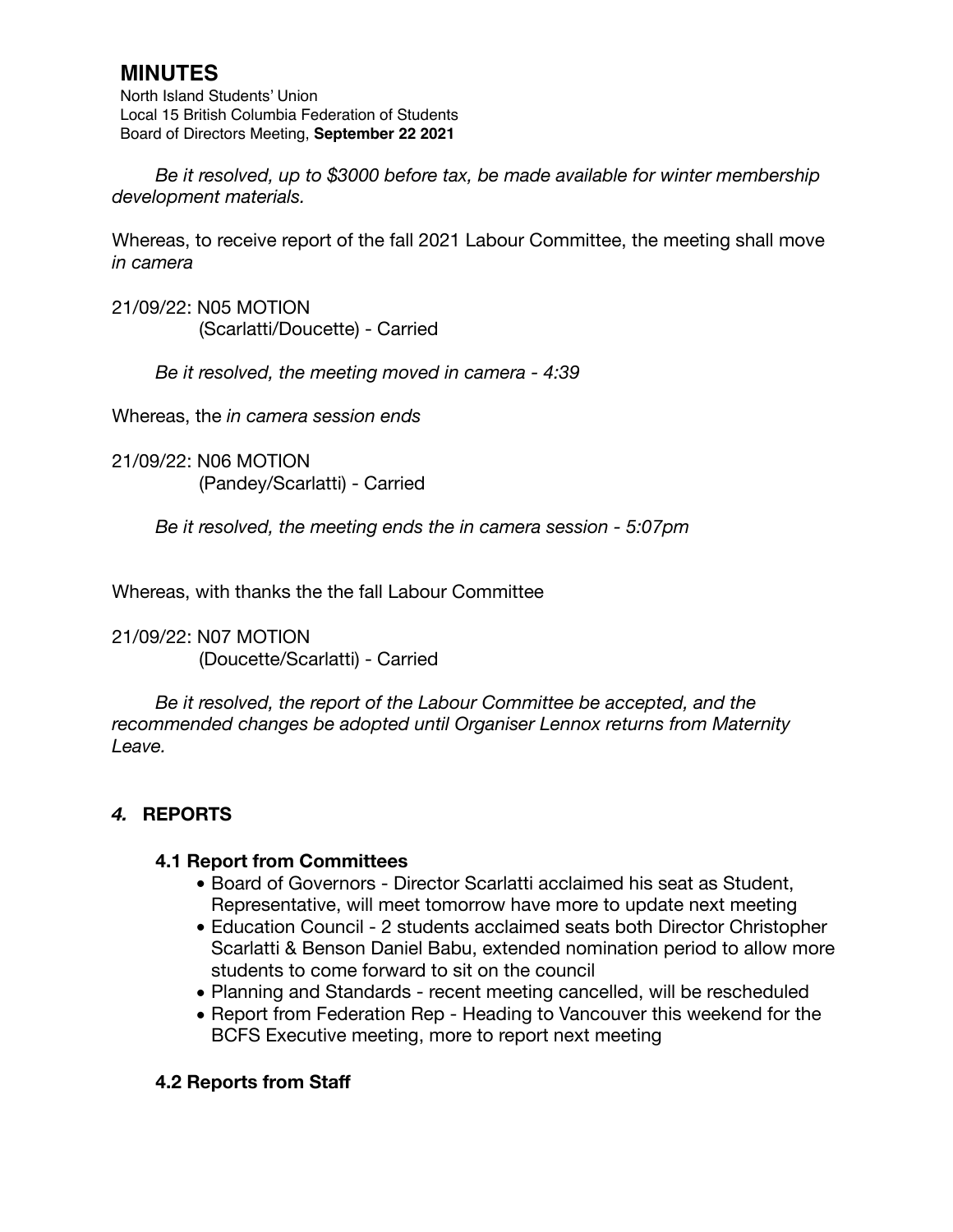*Be it resolved, up to $3000 before tax, be made available for winter membership development materials.*

Whereas, to receive report of the fall 2021 Labour Committee, the meeting shall move *in camera*

21/09/22: N05 MOTION
(Scarlatti/Doucette) - Carried

*Be it resolved, the meeting moved in camera - 4:39*

Whereas, the *in camera session ends*

21/09/22: N06 MOTION
(Pandey/Scarlatti) - Carried

*Be it resolved, the meeting ends the in camera session - 5:07pm*

Whereas, with thanks the the fall Labour Committee

21/09/22: N07 MOTION
(Doucette/Scarlatti) - Carried

*Be it resolved, the report of the Labour Committee be accepted, and the recommended changes be adopted until Organiser Lennox returns from Maternity Leave.*

## *4.* REPORTS

### 4.1 Report from Committees

- Board of Governors - Director Scarlatti acclaimed his seat as Student, Representative, will meet tomorrow have more to update next meeting
- Education Council - 2 students acclaimed seats both Director Christopher Scarlatti & Benson Daniel Babu, extended nomination period to allow more students to come forward to sit on the council
- Planning and Standards - recent meeting cancelled, will be rescheduled
- Report from Federation Rep - Heading to Vancouver this weekend for the BCFS Executive meeting, more to report next meeting

### 4.2 Reports from Staff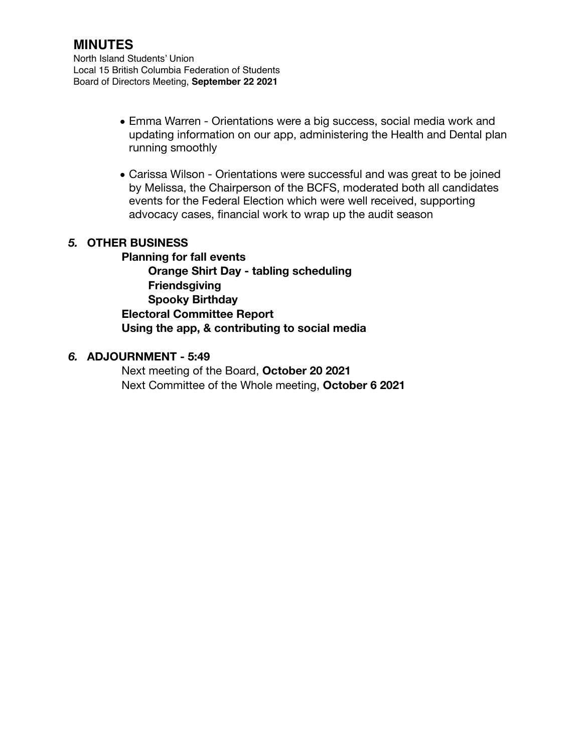- Emma Warren - Orientations were a big success, social media work and updating information on our app, administering the Health and Dental plan running smoothly

- Carissa Wilson - Orientations were successful and was great to be joined by Melissa, the Chairperson of the BCFS, moderated both all candidates events for the Federal Election which were well received, supporting advocacy cases, financial work to wrap up the audit season

## *5.* OTHER BUSINESS

**Planning for fall events**

- **Orange Shirt Day - tabling scheduling**
- **Friendsgiving**
- **Spooky Birthday**

**Electoral Committee Report**

**Using the app, & contributing to social media**

## *6.* ADJOURNMENT - 5:49

Next meeting of the Board, **October 20 2021**

Next Committee of the Whole meeting, **October 6 2021**